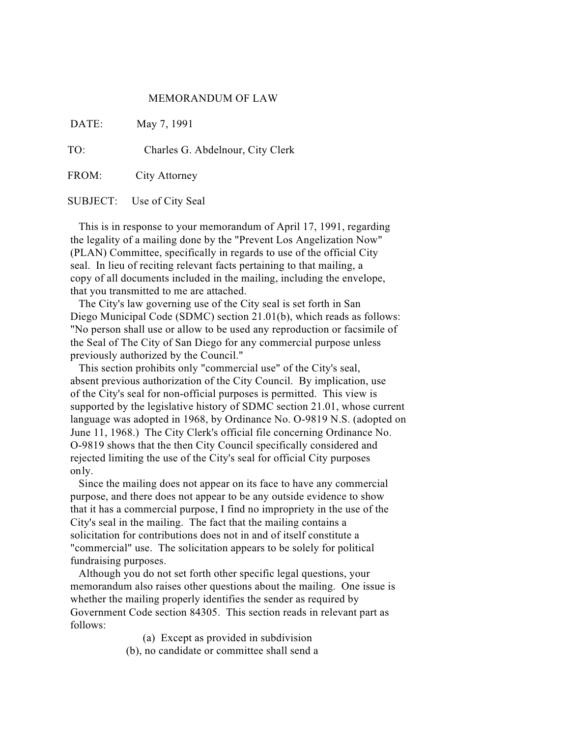# MEMORANDUM OF LAW

DATE: May 7, 1991

TO: Charles G. Abdelnour, City Clerk

FROM: City Attorney

SUBJECT: Use of City Seal

This is in response to your memorandum of April 17, 1991, regarding the legality of a mailing done by the "Prevent Los Angelization Now" (PLAN) Committee, specifically in regards to use of the official City seal. In lieu of reciting relevant facts pertaining to that mailing, a copy of all documents included in the mailing, including the envelope, that you transmitted to me are attached.

The City's law governing use of the City seal is set forth in San Diego Municipal Code (SDMC) section 21.01(b), which reads as follows: "No person shall use or allow to be used any reproduction or facsimile of the Seal of The City of San Diego for any commercial purpose unless previously authorized by the Council."

This section prohibits only "commercial use" of the City's seal, absent previous authorization of the City Council. By implication, use of the City's seal for non-official purposes is permitted. This view is supported by the legislative history of SDMC section 21.01, whose current language was adopted in 1968, by Ordinance No. O-9819 N.S. (adopted on June 11, 1968.) The City Clerk's official file concerning Ordinance No. O-9819 shows that the then City Council specifically considered and rejected limiting the use of the City's seal for official City purposes only.

Since the mailing does not appear on its face to have any commercial purpose, and there does not appear to be any outside evidence to show that it has a commercial purpose, I find no impropriety in the use of the City's seal in the mailing. The fact that the mailing contains a solicitation for contributions does not in and of itself constitute a "commercial" use. The solicitation appears to be solely for political fundraising purposes.

Although you do not set forth other specific legal questions, your memorandum also raises other questions about the mailing. One issue is whether the mailing properly identifies the sender as required by Government Code section 84305. This section reads in relevant part as follows:

> (a) Except as provided in subdivision (b), no candidate or committee shall send a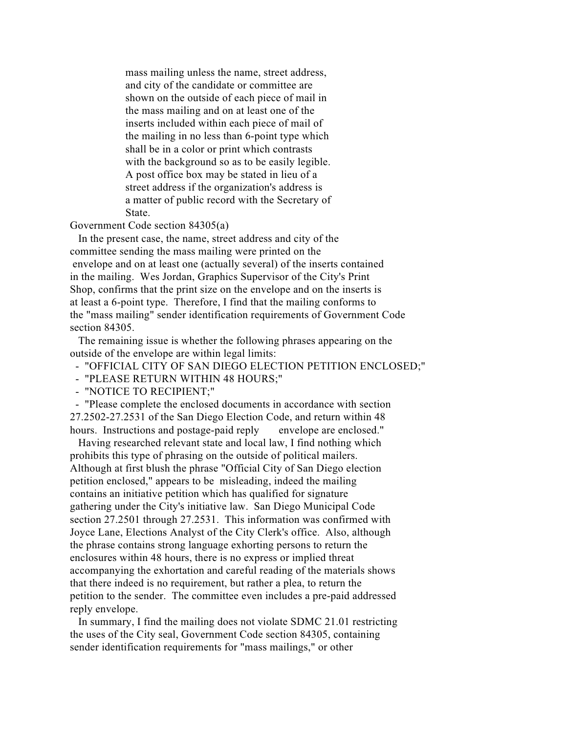> mass mailing unless the name, street address, and city of the candidate or committee are shown on the outside of each piece of mail in the mass mailing and on at least one of the inserts included within each piece of mail of the mailing in no less than 6-point type which shall be in a color or print which contrasts with the background so as to be easily legible. A post office box may be stated in lieu of a street address if the organization's address is a matter of public record with the Secretary of State.

Government Code section 84305(a)

In the present case, the name, street address and city of the committee sending the mass mailing were printed on the envelope and on at least one (actually several) of the inserts contained in the mailing. Wes Jordan, Graphics Supervisor of the City's Print Shop, confirms that the print size on the envelope and on the inserts is at least a 6-point type. Therefore, I find that the mailing conforms to the "mass mailing" sender identification requirements of Government Code section 84305.

The remaining issue is whether the following phrases appearing on the outside of the envelope are within legal limits:

- "OFFICIAL CITY OF SAN DIEGO ELECTION PETITION ENCLOSED;"
- "PLEASE RETURN WITHIN 48 HOURS;"
- "NOTICE TO RECIPIENT;"
- "Please complete the enclosed documents in accordance with section 27.2502-27.2531 of the San Diego Election Code, and return within 48 hours. Instructions and postage-paid reply envelope are enclosed."

Having researched relevant state and local law, I find nothing which prohibits this type of phrasing on the outside of political mailers. Although at first blush the phrase "Official City of San Diego election petition enclosed," appears to be misleading, indeed the mailing contains an initiative petition which has qualified for signature gathering under the City's initiative law. San Diego Municipal Code section 27.2501 through 27.2531. This information was confirmed with Joyce Lane, Elections Analyst of the City Clerk's office. Also, although the phrase contains strong language exhorting persons to return the enclosures within 48 hours, there is no express or implied threat accompanying the exhortation and careful reading of the materials shows that there indeed is no requirement, but rather a plea, to return the petition to the sender. The committee even includes a pre-paid addressed reply envelope.

In summary, I find the mailing does not violate SDMC 21.01 restricting the uses of the City seal, Government Code section 84305, containing sender identification requirements for "mass mailings," or other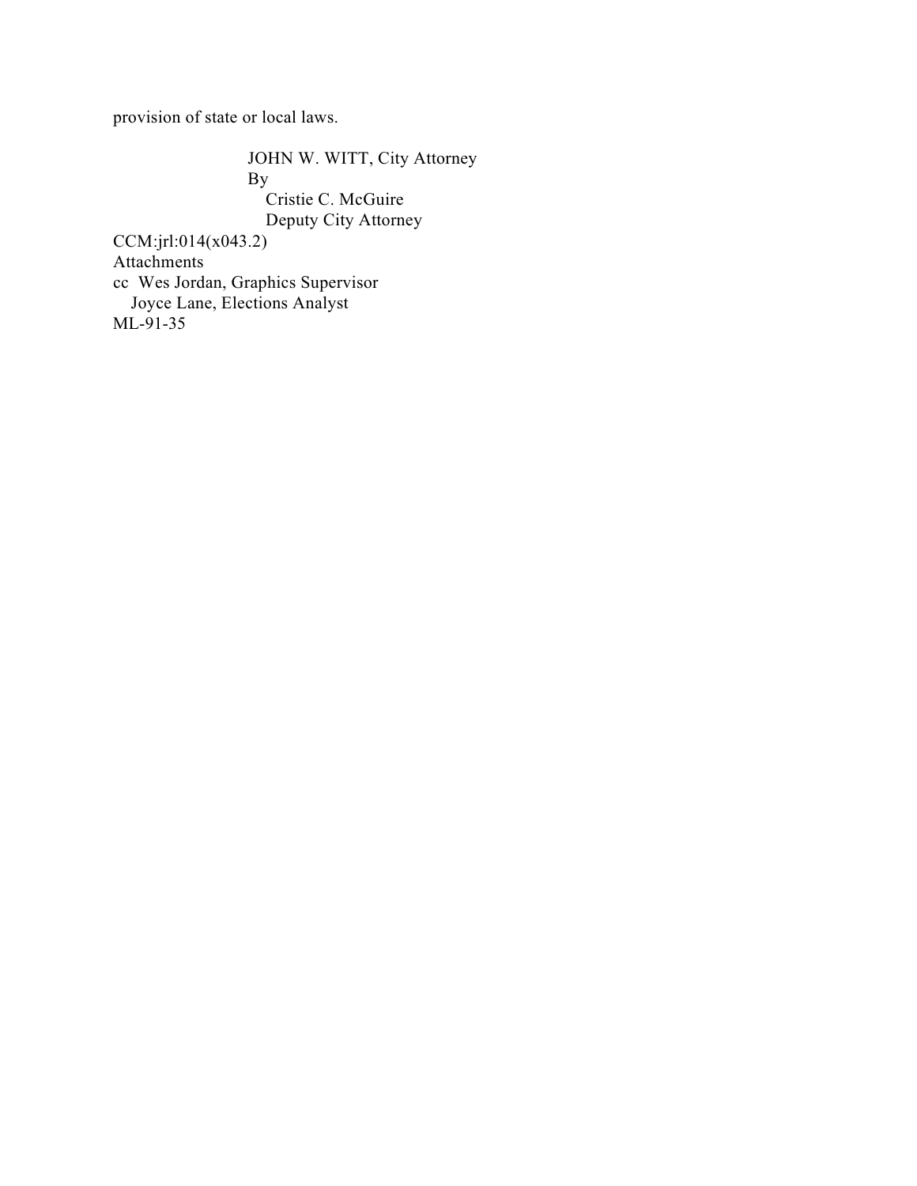provision of state or local laws.

JOHN W. WITT, City Attorney
By
Cristie C. McGuire
Deputy City Attorney

CCM:jrl:014(x043.2)
Attachments
cc Wes Jordan, Graphics Supervisor
Joyce Lane, Elections Analyst
ML-91-35